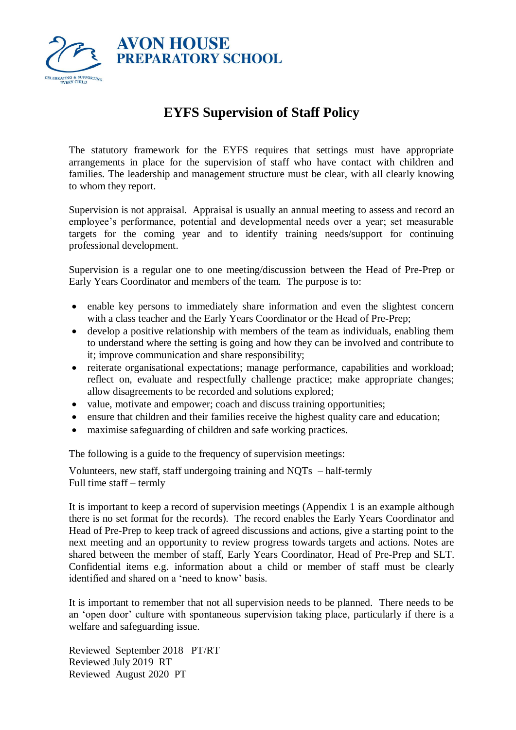# AVON HOUSE PREPARATORY SCHOOL

CELEBRATING & SUPPORTING EVERY CHILD

## EYFS Supervision of Staff Policy

The statutory framework for the EYFS requires that settings must have appropriate arrangements in place for the supervision of staff who have contact with children and families. The leadership and management structure must be clear, with all clearly knowing to whom they report.

Supervision is not appraisal. Appraisal is usually an annual meeting to assess and record an employee's performance, potential and developmental needs over a year; set measurable targets for the coming year and to identify training needs/support for continuing professional development.

Supervision is a regular one to one meeting/discussion between the Head of Pre-Prep or Early Years Coordinator and members of the team. The purpose is to:

- enable key persons to immediately share information and even the slightest concern with a class teacher and the Early Years Coordinator or the Head of Pre-Prep;
- develop a positive relationship with members of the team as individuals, enabling them to understand where the setting is going and how they can be involved and contribute to it; improve communication and share responsibility;
- reiterate organisational expectations; manage performance, capabilities and workload; reflect on, evaluate and respectfully challenge practice; make appropriate changes; allow disagreements to be recorded and solutions explored;
- value, motivate and empower; coach and discuss training opportunities;
- ensure that children and their families receive the highest quality care and education;
- maximise safeguarding of children and safe working practices.

The following is a guide to the frequency of supervision meetings:

Volunteers, new staff, staff undergoing training and NQTs – half-termly
Full time staff – termly

It is important to keep a record of supervision meetings (Appendix 1 is an example although there is no set format for the records). The record enables the Early Years Coordinator and Head of Pre-Prep to keep track of agreed discussions and actions, give a starting point to the next meeting and an opportunity to review progress towards targets and actions. Notes are shared between the member of staff, Early Years Coordinator, Head of Pre-Prep and SLT. Confidential items e.g. information about a child or member of staff must be clearly identified and shared on a 'need to know' basis.

It is important to remember that not all supervision needs to be planned. There needs to be an 'open door' culture with spontaneous supervision taking place, particularly if there is a welfare and safeguarding issue.

Reviewed September 2018 PT/RT
Reviewed July 2019 RT
Reviewed August 2020 PT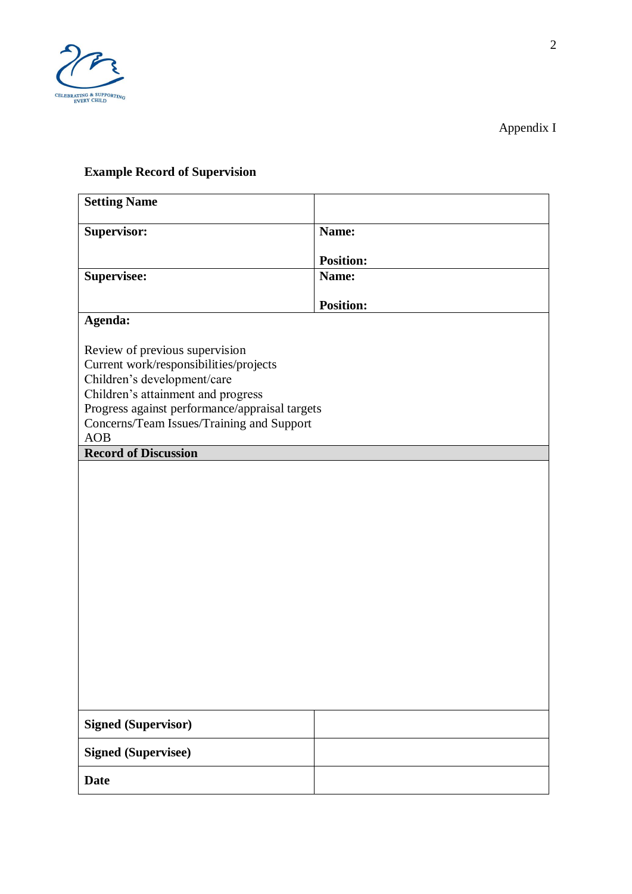Appendix I

**Example Record of Supervision**

| | |
|---|---|
| **Setting Name** | |
| **Supervisor:** | **Name:**<br><br>**Position:** |
| **Supervisee:** | **Name:**<br><br>**Position:** |
| **Agenda:**<br><br>Review of previous supervision<br>Current work/responsibilities/projects<br>Children's development/care<br>Children's attainment and progress<br>Progress against performance/appraisal targets<br>Concerns/Team Issues/Training and Support<br>AOB | |
| **Record of Discussion** | |
| | |
| **Signed (Supervisor)** | |
| **Signed (Supervisee)** | |
| **Date** | |